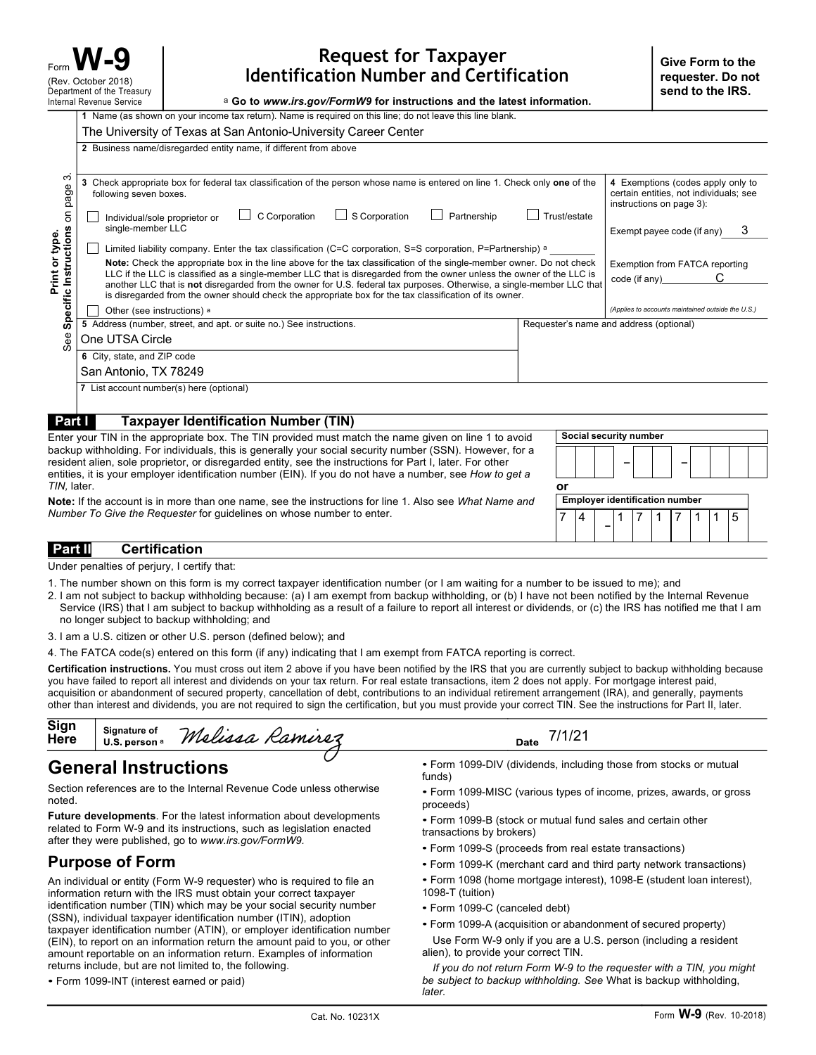Form **W-9**
(Rev. October 2018)
Department of the Treasury
Internal Revenue Service

# Request for Taxpayer Identification Number and Certification

▶ **Go to *www.irs.gov/FormW9* for instructions and the latest information.**

**Give Form to the requester. Do not send to the IRS.**

**Print or type. See Specific Instructions on page 3.**

**1** Name (as shown on your income tax return). Name is required on this line; do not leave this line blank.
The University of Texas at San Antonio-University Career Center

**2** Business name/disregarded entity name, if different from above

**3** Check appropriate box for federal tax classification of the person whose name is entered on line 1. Check only **one** of the following seven boxes.

☐ Individual/sole proprietor or single-member LLC ☐ C Corporation ☐ S Corporation ☐ Partnership ☐ Trust/estate

☐ Limited liability company. Enter the tax classification (C=C corporation, S=S corporation, P=Partnership) ▶ ________

**Note:** Check the appropriate box in the line above for the tax classification of the single-member owner. Do not check LLC if the LLC is classified as a single-member LLC that is disregarded from the owner unless the owner of the LLC is another LLC that is **not** disregarded from the owner for U.S. federal tax purposes. Otherwise, a single-member LLC that is disregarded from the owner should check the appropriate box for the tax classification of its owner.

☐ Other (see instructions) ▶

**4** Exemptions (codes apply only to certain entities, not individuals; see instructions on page 3):

Exempt payee code (if any) 3

Exemption from FATCA reporting code (if any) C

*(Applies to accounts maintained outside the U.S.)*

**5** Address (number, street, and apt. or suite no.) See instructions.
One UTSA Circle

Requester's name and address (optional)

**6** City, state, and ZIP code
San Antonio, TX 78249

**7** List account number(s) here (optional)

## Part I Taxpayer Identification Number (TIN)

Enter your TIN in the appropriate box. The TIN provided must match the name given on line 1 to avoid backup withholding. For individuals, this is generally your social security number (SSN). However, for a resident alien, sole proprietor, or disregarded entity, see the instructions for Part I, later. For other entities, it is your employer identification number (EIN). If you do not have a number, see *How to get a TIN,* later.

**Note:** If the account is in more than one name, see the instructions for line 1. Also see *What Name and Number To Give the Requester* for guidelines on whose number to enter.

**Social security number**
[ ][ ][ ] – [ ][ ] – [ ][ ][ ][ ]

**or**

**Employer identification number**
7 4 – 1 7 1 7 1 1 5

## Part II Certification

Under penalties of perjury, I certify that:

1. The number shown on this form is my correct taxpayer identification number (or I am waiting for a number to be issued to me); and
2. I am not subject to backup withholding because: (a) I am exempt from backup withholding, or (b) I have not been notified by the Internal Revenue Service (IRS) that I am subject to backup withholding as a result of a failure to report all interest or dividends, or (c) the IRS has notified me that I am no longer subject to backup withholding; and
3. I am a U.S. citizen or other U.S. person (defined below); and
4. The FATCA code(s) entered on this form (if any) indicating that I am exempt from FATCA reporting is correct.

**Certification instructions.** You must cross out item 2 above if you have been notified by the IRS that you are currently subject to backup withholding because you have failed to report all interest and dividends on your tax return. For real estate transactions, item 2 does not apply. For mortgage interest paid, acquisition or abandonment of secured property, cancellation of debt, contributions to an individual retirement arrangement (IRA), and generally, payments other than interest and dividends, you are not required to sign the certification, but you must provide your correct TIN. See the instructions for Part II, later.

**Sign Here** Signature of U.S. person ▶ *Melissa Ramirez* Date 7/1/21

## General Instructions

Section references are to the Internal Revenue Code unless otherwise noted.

**Future developments**. For the latest information about developments related to Form W-9 and its instructions, such as legislation enacted after they were published, go to *www.irs.gov/FormW9.*

## Purpose of Form

An individual or entity (Form W-9 requester) who is required to file an information return with the IRS must obtain your correct taxpayer identification number (TIN) which may be your social security number (SSN), individual taxpayer identification number (ITIN), adoption taxpayer identification number (ATIN), or employer identification number (EIN), to report on an information return the amount paid to you, or other amount reportable on an information return. Examples of information returns include, but are not limited to, the following.

- Form 1099-INT (interest earned or paid)
- Form 1099-DIV (dividends, including those from stocks or mutual funds)
- Form 1099-MISC (various types of income, prizes, awards, or gross proceeds)
- Form 1099-B (stock or mutual fund sales and certain other transactions by brokers)
- Form 1099-S (proceeds from real estate transactions)
- Form 1099-K (merchant card and third party network transactions)
- Form 1098 (home mortgage interest), 1098-E (student loan interest), 1098-T (tuition)
- Form 1099-C (canceled debt)
- Form 1099-A (acquisition or abandonment of secured property)

Use Form W-9 only if you are a U.S. person (including a resident alien), to provide your correct TIN.

*If you do not return Form W-9 to the requester with a TIN, you might be subject to backup withholding. See* What is backup withholding, *later.*

Cat. No. 10231X Form **W-9** (Rev. 10-2018)